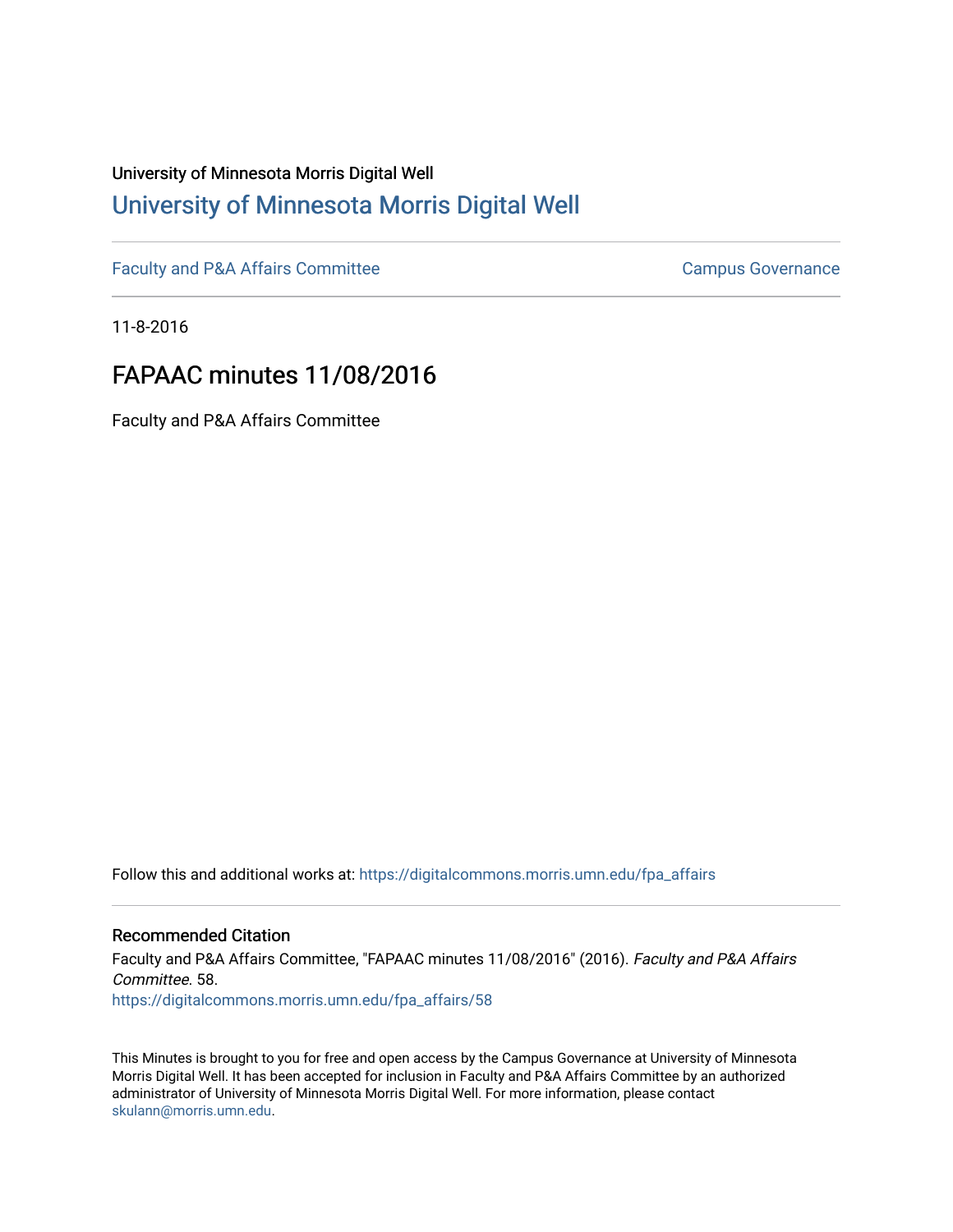University of Minnesota Morris Digital Well

# University of Minnesota Morris Digital Well

Faculty and P&A Affairs Committee | Campus Governance

11-8-2016

## FAPAAC minutes 11/08/2016

Faculty and P&A Affairs Committee

Follow this and additional works at: https://digitalcommons.morris.umn.edu/fpa_affairs

### Recommended Citation

Faculty and P&A Affairs Committee, "FAPAAC minutes 11/08/2016" (2016). *Faculty and P&A Affairs Committee*. 58.
https://digitalcommons.morris.umn.edu/fpa_affairs/58

This Minutes is brought to you for free and open access by the Campus Governance at University of Minnesota Morris Digital Well. It has been accepted for inclusion in Faculty and P&A Affairs Committee by an authorized administrator of University of Minnesota Morris Digital Well. For more information, please contact skulann@morris.umn.edu.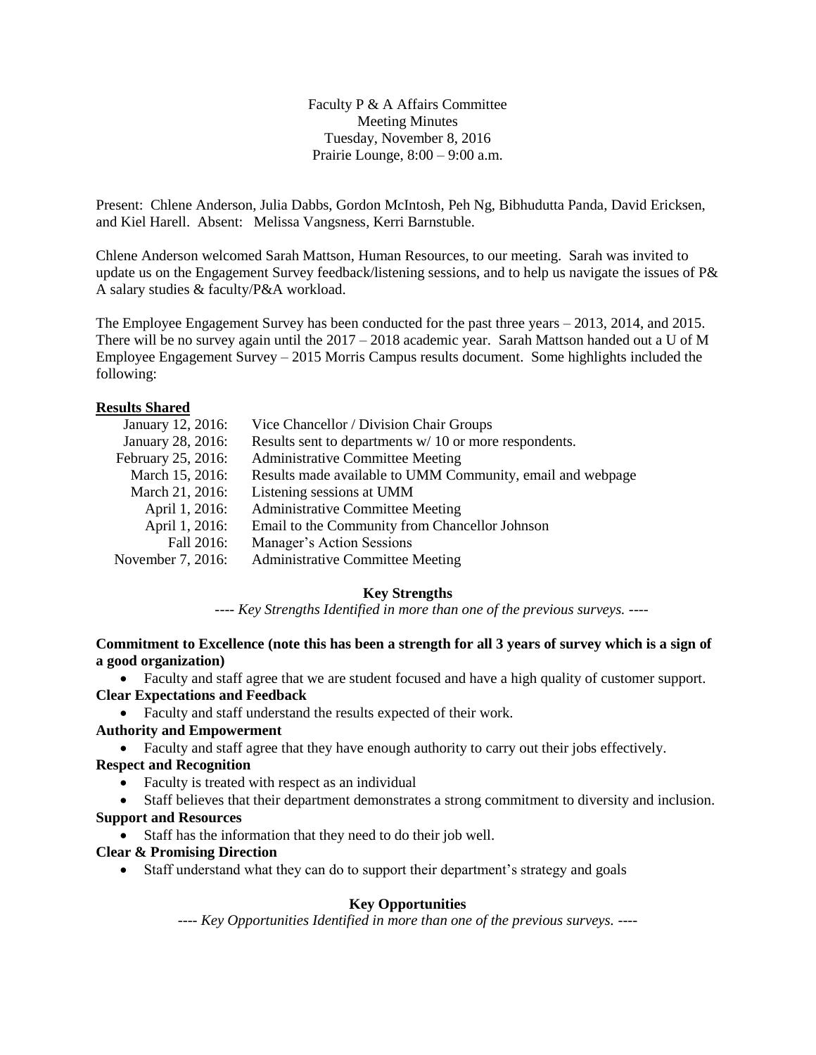Faculty P & A Affairs Committee
Meeting Minutes
Tuesday, November 8, 2016
Prairie Lounge, 8:00 – 9:00 a.m.

Present: Chlene Anderson, Julia Dabbs, Gordon McIntosh, Peh Ng, Bibhudutta Panda, David Ericksen, and Kiel Harell. Absent: Melissa Vangsness, Kerri Barnstuble.

Chlene Anderson welcomed Sarah Mattson, Human Resources, to our meeting. Sarah was invited to update us on the Engagement Survey feedback/listening sessions, and to help us navigate the issues of P& A salary studies & faculty/P&A workload.

The Employee Engagement Survey has been conducted for the past three years – 2013, 2014, and 2015. There will be no survey again until the 2017 – 2018 academic year. Sarah Mattson handed out a U of M Employee Engagement Survey – 2015 Morris Campus results document. Some highlights included the following:

**Results Shared**

| | |
|---|---|
| January 12, 2016: | Vice Chancellor / Division Chair Groups |
| January 28, 2016: | Results sent to departments w/ 10 or more respondents. |
| February 25, 2016: | Administrative Committee Meeting |
| March 15, 2016: | Results made available to UMM Community, email and webpage |
| March 21, 2016: | Listening sessions at UMM |
| April 1, 2016: | Administrative Committee Meeting |
| April 1, 2016: | Email to the Community from Chancellor Johnson |
| Fall 2016: | Manager's Action Sessions |
| November 7, 2016: | Administrative Committee Meeting |

**Key Strengths**

*---- Key Strengths Identified in more than one of the previous surveys. ----*

**Commitment to Excellence (note this has been a strength for all 3 years of survey which is a sign of a good organization)**

- Faculty and staff agree that we are student focused and have a high quality of customer support.

**Clear Expectations and Feedback**

- Faculty and staff understand the results expected of their work.

**Authority and Empowerment**

- Faculty and staff agree that they have enough authority to carry out their jobs effectively.

**Respect and Recognition**

- Faculty is treated with respect as an individual
- Staff believes that their department demonstrates a strong commitment to diversity and inclusion.

**Support and Resources**

- Staff has the information that they need to do their job well.

**Clear & Promising Direction**

- Staff understand what they can do to support their department's strategy and goals

**Key Opportunities**

*---- Key Opportunities Identified in more than one of the previous surveys. ----*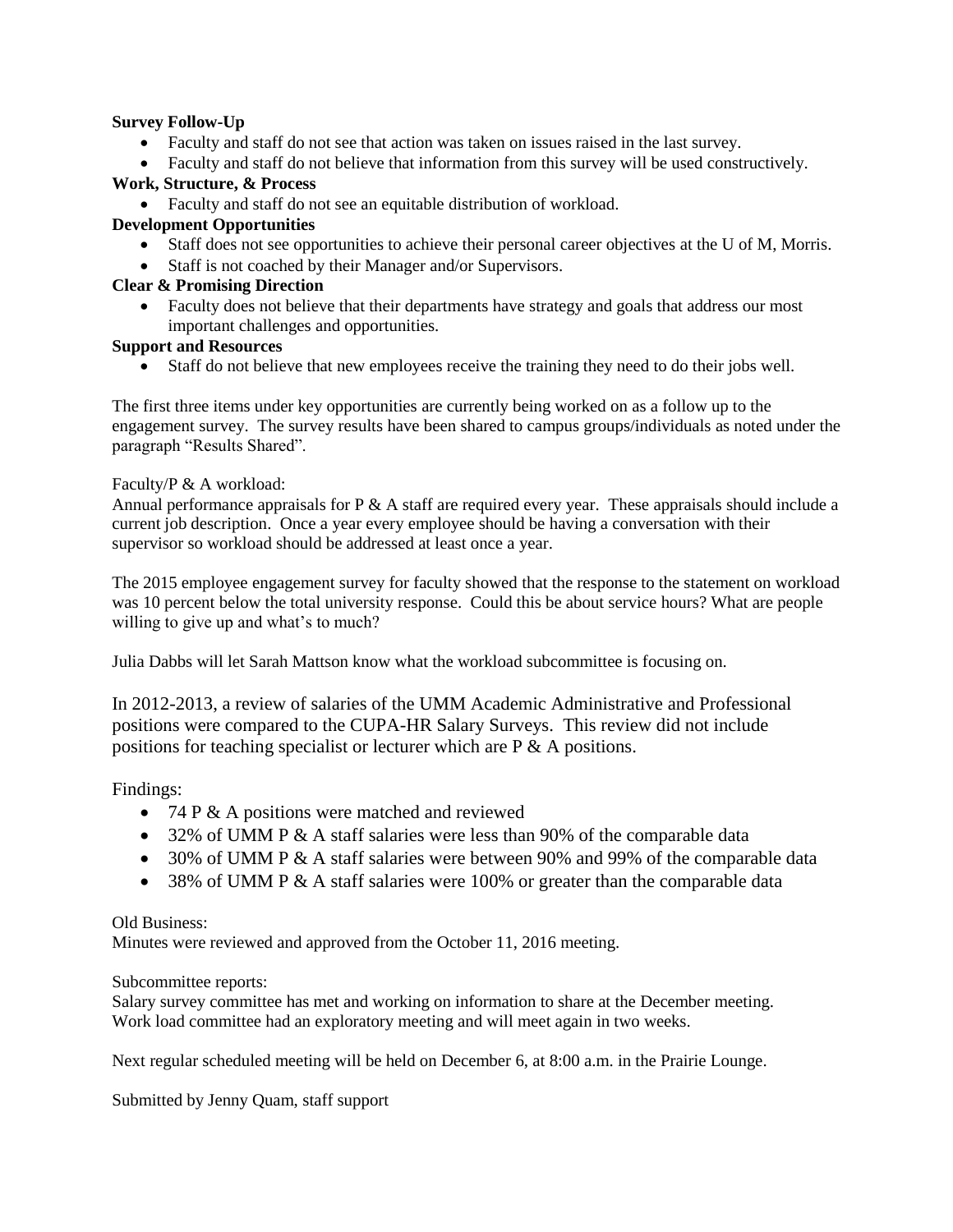**Survey Follow-Up**

- Faculty and staff do not see that action was taken on issues raised in the last survey.
- Faculty and staff do not believe that information from this survey will be used constructively.

**Work, Structure, & Process**

- Faculty and staff do not see an equitable distribution of workload.

**Development Opportunities**

- Staff does not see opportunities to achieve their personal career objectives at the U of M, Morris.
- Staff is not coached by their Manager and/or Supervisors.

**Clear & Promising Direction**

- Faculty does not believe that their departments have strategy and goals that address our most important challenges and opportunities.

**Support and Resources**

- Staff do not believe that new employees receive the training they need to do their jobs well.

The first three items under key opportunities are currently being worked on as a follow up to the engagement survey. The survey results have been shared to campus groups/individuals as noted under the paragraph "Results Shared".

Faculty/P & A workload:
Annual performance appraisals for P & A staff are required every year. These appraisals should include a current job description. Once a year every employee should be having a conversation with their supervisor so workload should be addressed at least once a year.

The 2015 employee engagement survey for faculty showed that the response to the statement on workload was 10 percent below the total university response. Could this be about service hours? What are people willing to give up and what's to much?

Julia Dabbs will let Sarah Mattson know what the workload subcommittee is focusing on.

In 2012-2013, a review of salaries of the UMM Academic Administrative and Professional positions were compared to the CUPA-HR Salary Surveys. This review did not include positions for teaching specialist or lecturer which are P & A positions.

Findings:

- 74 P & A positions were matched and reviewed
- 32% of UMM P & A staff salaries were less than 90% of the comparable data
- 30% of UMM P & A staff salaries were between 90% and 99% of the comparable data
- 38% of UMM P & A staff salaries were 100% or greater than the comparable data

Old Business:
Minutes were reviewed and approved from the October 11, 2016 meeting.

Subcommittee reports:
Salary survey committee has met and working on information to share at the December meeting.
Work load committee had an exploratory meeting and will meet again in two weeks.

Next regular scheduled meeting will be held on December 6, at 8:00 a.m. in the Prairie Lounge.

Submitted by Jenny Quam, staff support